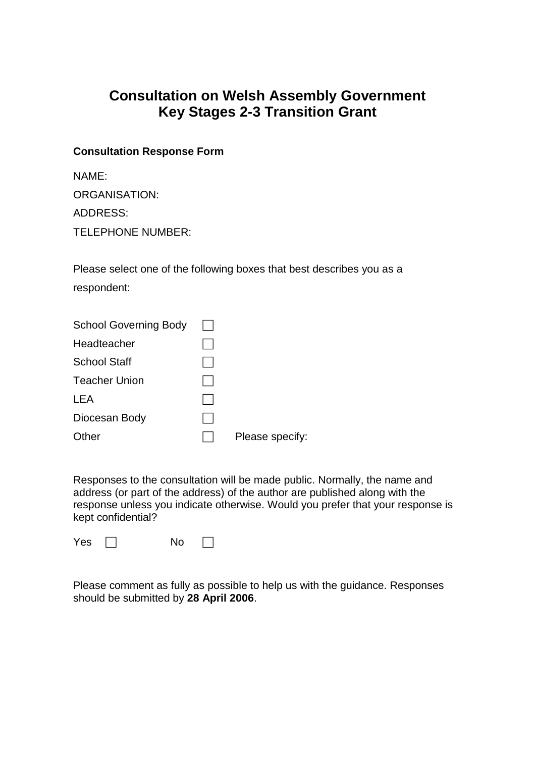# Consultation on Welsh Assembly Government Key Stages 2-3 Transition Grant

**Consultation Response Form**

NAME:

ORGANISATION:

ADDRESS:

TELEPHONE NUMBER:

Please select one of the following boxes that best describes you as a respondent:

School Governing Body ☐

Headteacher ☐

School Staff ☐

Teacher Union ☐

LEA ☐

Diocesan Body ☐

Other ☐ Please specify:

Responses to the consultation will be made public. Normally, the name and address (or part of the address) of the author are published along with the response unless you indicate otherwise. Would you prefer that your response is kept confidential?

Yes ☐ No ☐

Please comment as fully as possible to help us with the guidance. Responses should be submitted by **28 April 2006**.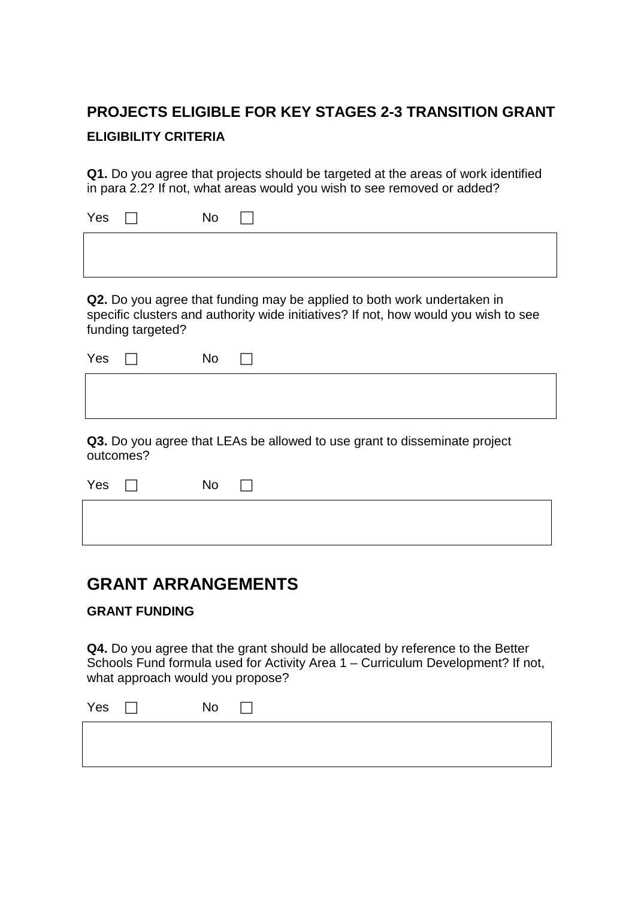## PROJECTS ELIGIBLE FOR KEY STAGES 2-3 TRANSITION GRANT

### ELIGIBILITY CRITERIA

**Q1.** Do you agree that projects should be targeted at the areas of work identified in para 2.2? If not, what areas would you wish to see removed or added?

Yes ☐ No ☐

**Q2.** Do you agree that funding may be applied to both work undertaken in specific clusters and authority wide initiatives? If not, how would you wish to see funding targeted?

Yes ☐ No ☐

**Q3.** Do you agree that LEAs be allowed to use grant to disseminate project outcomes?

Yes ☐ No ☐

## GRANT ARRANGEMENTS

### GRANT FUNDING

**Q4.** Do you agree that the grant should be allocated by reference to the Better Schools Fund formula used for Activity Area 1 – Curriculum Development? If not, what approach would you propose?

Yes ☐ No ☐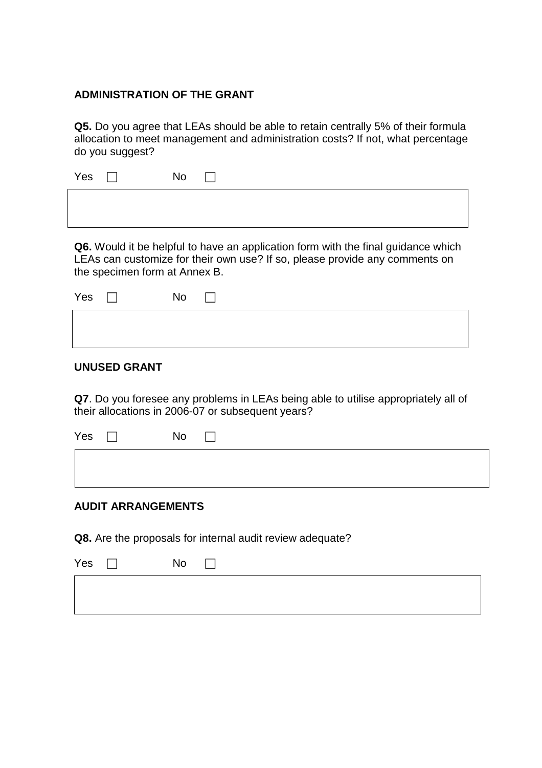## ADMINISTRATION OF THE GRANT

**Q5.** Do you agree that LEAs should be able to retain centrally 5% of their formula allocation to meet management and administration costs? If not, what percentage do you suggest?

Yes ☐ No ☐

**Q6.** Would it be helpful to have an application form with the final guidance which LEAs can customize for their own use? If so, please provide any comments on the specimen form at Annex B.

Yes ☐ No ☐

## UNUSED GRANT

**Q7**. Do you foresee any problems in LEAs being able to utilise appropriately all of their allocations in 2006-07 or subsequent years?

Yes ☐ No ☐

## AUDIT ARRANGEMENTS

**Q8.** Are the proposals for internal audit review adequate?

Yes ☐ No ☐